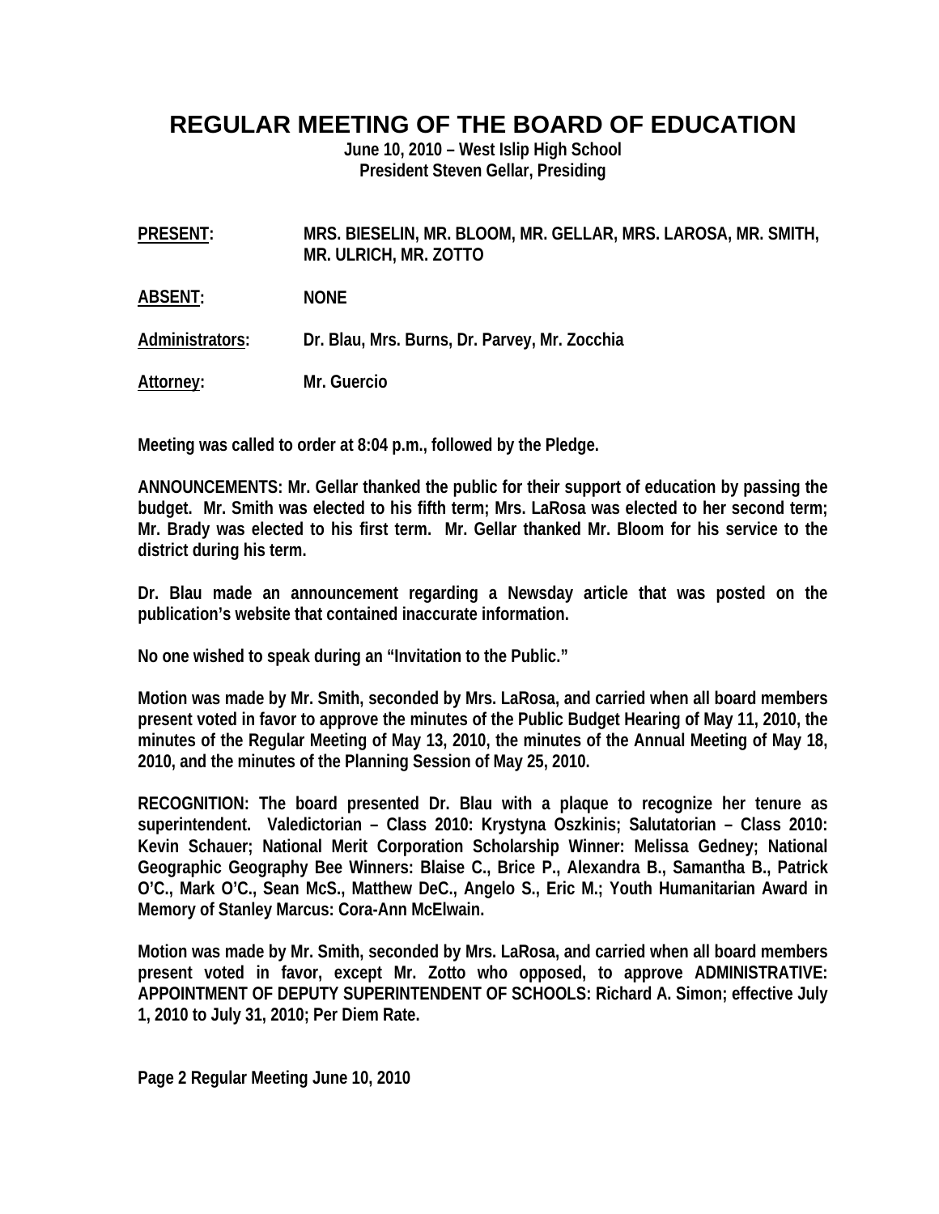# REGULAR MEETING OF THE BOARD OF EDUCATION

**June 10, 2010 – West Islip High School**
**President Steven Gellar, Presiding**

**PRESENT:** MRS. BIESELIN, MR. BLOOM, MR. GELLAR, MRS. LAROSA, MR. SMITH, MR. ULRICH, MR. ZOTTO

**ABSENT:** NONE

**Administrators:** Dr. Blau, Mrs. Burns, Dr. Parvey, Mr. Zocchia

**Attorney:** Mr. Guercio

Meeting was called to order at 8:04 p.m., followed by the Pledge.

ANNOUNCEMENTS: Mr. Gellar thanked the public for their support of education by passing the budget. Mr. Smith was elected to his fifth term; Mrs. LaRosa was elected to her second term; Mr. Brady was elected to his first term. Mr. Gellar thanked Mr. Bloom for his service to the district during his term.

Dr. Blau made an announcement regarding a Newsday article that was posted on the publication's website that contained inaccurate information.

No one wished to speak during an "Invitation to the Public."

Motion was made by Mr. Smith, seconded by Mrs. LaRosa, and carried when all board members present voted in favor to approve the minutes of the Public Budget Hearing of May 11, 2010, the minutes of the Regular Meeting of May 13, 2010, the minutes of the Annual Meeting of May 18, 2010, and the minutes of the Planning Session of May 25, 2010.

RECOGNITION: The board presented Dr. Blau with a plaque to recognize her tenure as superintendent. Valedictorian – Class 2010: Krystyna Oszkinis; Salutatorian – Class 2010: Kevin Schauer; National Merit Corporation Scholarship Winner: Melissa Gedney; National Geographic Geography Bee Winners: Blaise C., Brice P., Alexandra B., Samantha B., Patrick O'C., Mark O'C., Sean McS., Matthew DeC., Angelo S., Eric M.; Youth Humanitarian Award in Memory of Stanley Marcus: Cora-Ann McElwain.

Motion was made by Mr. Smith, seconded by Mrs. LaRosa, and carried when all board members present voted in favor, except Mr. Zotto who opposed, to approve ADMINISTRATIVE: APPOINTMENT OF DEPUTY SUPERINTENDENT OF SCHOOLS: Richard A. Simon; effective July 1, 2010 to July 31, 2010; Per Diem Rate.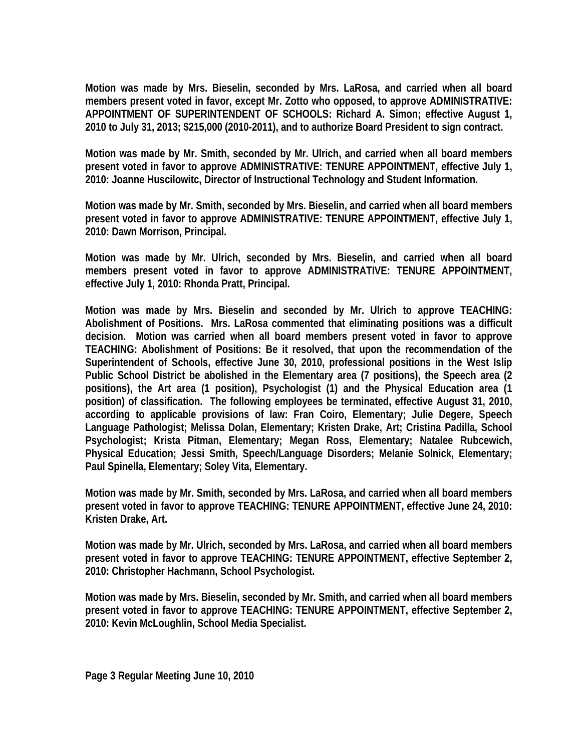**Motion was made by Mrs. Bieselin, seconded by Mrs. LaRosa, and carried when all board members present voted in favor, except Mr. Zotto who opposed, to approve ADMINISTRATIVE: APPOINTMENT OF SUPERINTENDENT OF SCHOOLS: Richard A. Simon; effective August 1, 2010 to July 31, 2013; $215,000 (2010-2011), and to authorize Board President to sign contract.**

**Motion was made by Mr. Smith, seconded by Mr. Ulrich, and carried when all board members present voted in favor to approve ADMINISTRATIVE: TENURE APPOINTMENT, effective July 1, 2010: Joanne Huscilowitc, Director of Instructional Technology and Student Information.**

**Motion was made by Mr. Smith, seconded by Mrs. Bieselin, and carried when all board members present voted in favor to approve ADMINISTRATIVE: TENURE APPOINTMENT, effective July 1, 2010: Dawn Morrison, Principal.**

**Motion was made by Mr. Ulrich, seconded by Mrs. Bieselin, and carried when all board members present voted in favor to approve ADMINISTRATIVE: TENURE APPOINTMENT, effective July 1, 2010: Rhonda Pratt, Principal.**

**Motion was made by Mrs. Bieselin and seconded by Mr. Ulrich to approve TEACHING: Abolishment of Positions. Mrs. LaRosa commented that eliminating positions was a difficult decision. Motion was carried when all board members present voted in favor to approve TEACHING: Abolishment of Positions: Be it resolved, that upon the recommendation of the Superintendent of Schools, effective June 30, 2010, professional positions in the West Islip Public School District be abolished in the Elementary area (7 positions), the Speech area (2 positions), the Art area (1 position), Psychologist (1) and the Physical Education area (1 position) of classification. The following employees be terminated, effective August 31, 2010, according to applicable provisions of law: Fran Coiro, Elementary; Julie Degere, Speech Language Pathologist; Melissa Dolan, Elementary; Kristen Drake, Art; Cristina Padilla, School Psychologist; Krista Pitman, Elementary; Megan Ross, Elementary; Natalee Rubcewich, Physical Education; Jessi Smith, Speech/Language Disorders; Melanie Solnick, Elementary; Paul Spinella, Elementary; Soley Vita, Elementary.**

**Motion was made by Mr. Smith, seconded by Mrs. LaRosa, and carried when all board members present voted in favor to approve TEACHING: TENURE APPOINTMENT, effective June 24, 2010: Kristen Drake, Art.**

**Motion was made by Mr. Ulrich, seconded by Mrs. LaRosa, and carried when all board members present voted in favor to approve TEACHING: TENURE APPOINTMENT, effective September 2, 2010: Christopher Hachmann, School Psychologist.**

**Motion was made by Mrs. Bieselin, seconded by Mr. Smith, and carried when all board members present voted in favor to approve TEACHING: TENURE APPOINTMENT, effective September 2, 2010: Kevin McLoughlin, School Media Specialist.**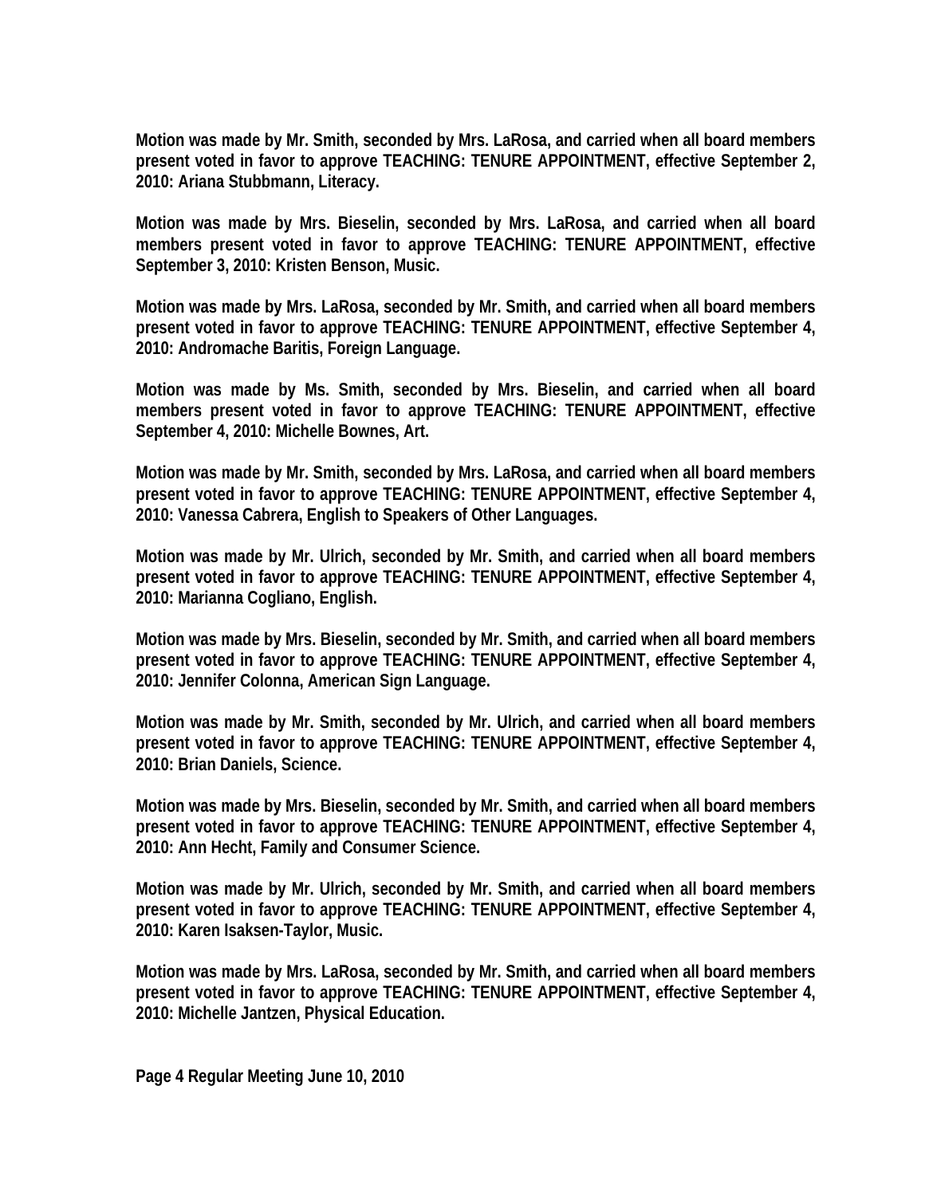**Motion was made by Mr. Smith, seconded by Mrs. LaRosa, and carried when all board members present voted in favor to approve TEACHING: TENURE APPOINTMENT, effective September 2, 2010: Ariana Stubbmann, Literacy.**

**Motion was made by Mrs. Bieselin, seconded by Mrs. LaRosa, and carried when all board members present voted in favor to approve TEACHING: TENURE APPOINTMENT, effective September 3, 2010: Kristen Benson, Music.**

**Motion was made by Mrs. LaRosa, seconded by Mr. Smith, and carried when all board members present voted in favor to approve TEACHING: TENURE APPOINTMENT, effective September 4, 2010: Andromache Baritis, Foreign Language.**

**Motion was made by Ms. Smith, seconded by Mrs. Bieselin, and carried when all board members present voted in favor to approve TEACHING: TENURE APPOINTMENT, effective September 4, 2010: Michelle Bownes, Art.**

**Motion was made by Mr. Smith, seconded by Mrs. LaRosa, and carried when all board members present voted in favor to approve TEACHING: TENURE APPOINTMENT, effective September 4, 2010: Vanessa Cabrera, English to Speakers of Other Languages.**

**Motion was made by Mr. Ulrich, seconded by Mr. Smith, and carried when all board members present voted in favor to approve TEACHING: TENURE APPOINTMENT, effective September 4, 2010: Marianna Cogliano, English.**

**Motion was made by Mrs. Bieselin, seconded by Mr. Smith, and carried when all board members present voted in favor to approve TEACHING: TENURE APPOINTMENT, effective September 4, 2010: Jennifer Colonna, American Sign Language.**

**Motion was made by Mr. Smith, seconded by Mr. Ulrich, and carried when all board members present voted in favor to approve TEACHING: TENURE APPOINTMENT, effective September 4, 2010: Brian Daniels, Science.**

**Motion was made by Mrs. Bieselin, seconded by Mr. Smith, and carried when all board members present voted in favor to approve TEACHING: TENURE APPOINTMENT, effective September 4, 2010: Ann Hecht, Family and Consumer Science.**

**Motion was made by Mr. Ulrich, seconded by Mr. Smith, and carried when all board members present voted in favor to approve TEACHING: TENURE APPOINTMENT, effective September 4, 2010: Karen Isaksen-Taylor, Music.**

**Motion was made by Mrs. LaRosa, seconded by Mr. Smith, and carried when all board members present voted in favor to approve TEACHING: TENURE APPOINTMENT, effective September 4, 2010: Michelle Jantzen, Physical Education.**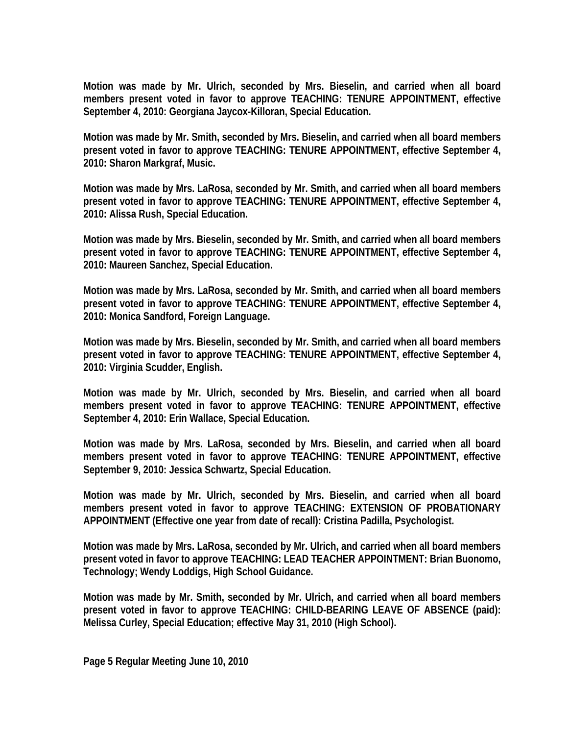**Motion was made by Mr. Ulrich, seconded by Mrs. Bieselin, and carried when all board members present voted in favor to approve TEACHING: TENURE APPOINTMENT, effective September 4, 2010: Georgiana Jaycox-Killoran, Special Education.**

**Motion was made by Mr. Smith, seconded by Mrs. Bieselin, and carried when all board members present voted in favor to approve TEACHING: TENURE APPOINTMENT, effective September 4, 2010: Sharon Markgraf, Music.**

**Motion was made by Mrs. LaRosa, seconded by Mr. Smith, and carried when all board members present voted in favor to approve TEACHING: TENURE APPOINTMENT, effective September 4, 2010: Alissa Rush, Special Education.**

**Motion was made by Mrs. Bieselin, seconded by Mr. Smith, and carried when all board members present voted in favor to approve TEACHING: TENURE APPOINTMENT, effective September 4, 2010: Maureen Sanchez, Special Education.**

**Motion was made by Mrs. LaRosa, seconded by Mr. Smith, and carried when all board members present voted in favor to approve TEACHING: TENURE APPOINTMENT, effective September 4, 2010: Monica Sandford, Foreign Language.**

**Motion was made by Mrs. Bieselin, seconded by Mr. Smith, and carried when all board members present voted in favor to approve TEACHING: TENURE APPOINTMENT, effective September 4, 2010: Virginia Scudder, English.**

**Motion was made by Mr. Ulrich, seconded by Mrs. Bieselin, and carried when all board members present voted in favor to approve TEACHING: TENURE APPOINTMENT, effective September 4, 2010: Erin Wallace, Special Education.**

**Motion was made by Mrs. LaRosa, seconded by Mrs. Bieselin, and carried when all board members present voted in favor to approve TEACHING: TENURE APPOINTMENT, effective September 9, 2010: Jessica Schwartz, Special Education.**

**Motion was made by Mr. Ulrich, seconded by Mrs. Bieselin, and carried when all board members present voted in favor to approve TEACHING: EXTENSION OF PROBATIONARY APPOINTMENT (Effective one year from date of recall): Cristina Padilla, Psychologist.**

**Motion was made by Mrs. LaRosa, seconded by Mr. Ulrich, and carried when all board members present voted in favor to approve TEACHING: LEAD TEACHER APPOINTMENT: Brian Buonomo, Technology; Wendy Loddigs, High School Guidance.**

**Motion was made by Mr. Smith, seconded by Mr. Ulrich, and carried when all board members present voted in favor to approve TEACHING: CHILD-BEARING LEAVE OF ABSENCE (paid): Melissa Curley, Special Education; effective May 31, 2010 (High School).**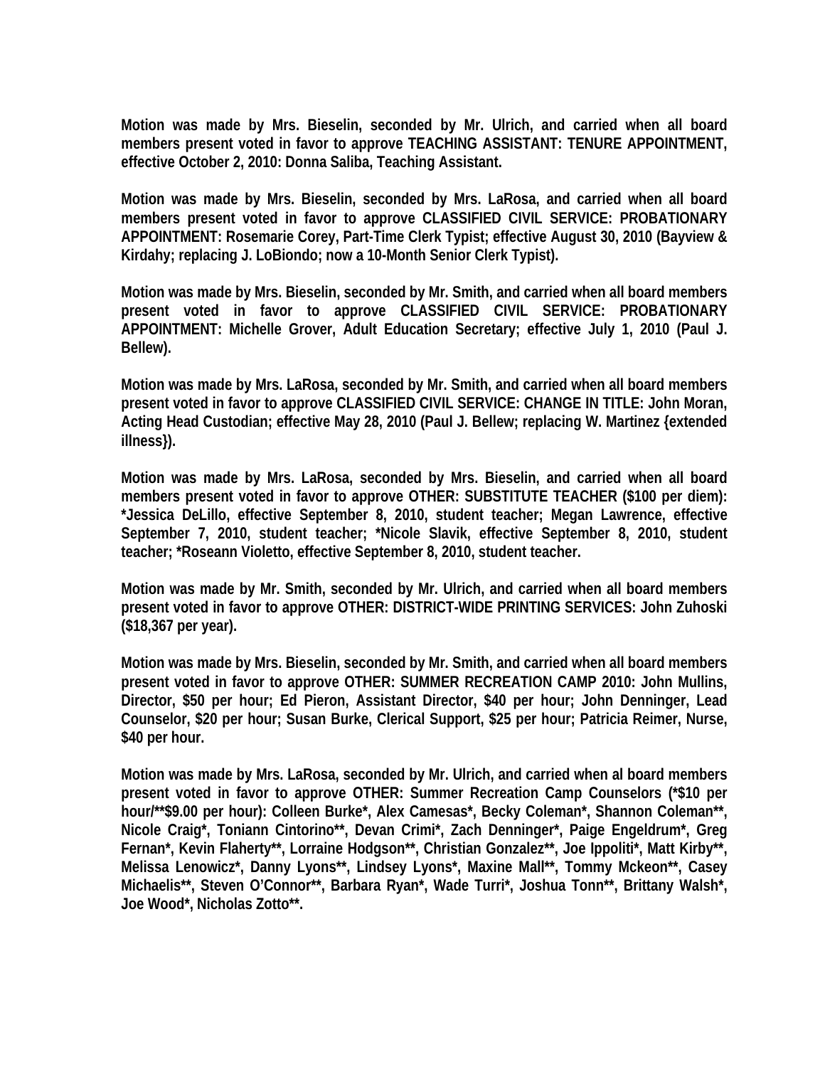**Motion was made by Mrs. Bieselin, seconded by Mr. Ulrich, and carried when all board members present voted in favor to approve TEACHING ASSISTANT: TENURE APPOINTMENT, effective October 2, 2010: Donna Saliba, Teaching Assistant.**

**Motion was made by Mrs. Bieselin, seconded by Mrs. LaRosa, and carried when all board members present voted in favor to approve CLASSIFIED CIVIL SERVICE: PROBATIONARY APPOINTMENT: Rosemarie Corey, Part-Time Clerk Typist; effective August 30, 2010 (Bayview & Kirdahy; replacing J. LoBiondo; now a 10-Month Senior Clerk Typist).**

**Motion was made by Mrs. Bieselin, seconded by Mr. Smith, and carried when all board members present voted in favor to approve CLASSIFIED CIVIL SERVICE: PROBATIONARY APPOINTMENT: Michelle Grover, Adult Education Secretary; effective July 1, 2010 (Paul J. Bellew).**

**Motion was made by Mrs. LaRosa, seconded by Mr. Smith, and carried when all board members present voted in favor to approve CLASSIFIED CIVIL SERVICE: CHANGE IN TITLE: John Moran, Acting Head Custodian; effective May 28, 2010 (Paul J. Bellew; replacing W. Martinez {extended illness}).**

**Motion was made by Mrs. LaRosa, seconded by Mrs. Bieselin, and carried when all board members present voted in favor to approve OTHER: SUBSTITUTE TEACHER ($100 per diem): *Jessica DeLillo, effective September 8, 2010, student teacher; Megan Lawrence, effective September 7, 2010, student teacher; *Nicole Slavik, effective September 8, 2010, student teacher; *Roseann Violetto, effective September 8, 2010, student teacher.**

**Motion was made by Mr. Smith, seconded by Mr. Ulrich, and carried when all board members present voted in favor to approve OTHER: DISTRICT-WIDE PRINTING SERVICES: John Zuhoski ($18,367 per year).**

**Motion was made by Mrs. Bieselin, seconded by Mr. Smith, and carried when all board members present voted in favor to approve OTHER: SUMMER RECREATION CAMP 2010: John Mullins, Director, $50 per hour; Ed Pieron, Assistant Director, $40 per hour; John Denninger, Lead Counselor, $20 per hour; Susan Burke, Clerical Support, $25 per hour; Patricia Reimer, Nurse, $40 per hour.**

**Motion was made by Mrs. LaRosa, seconded by Mr. Ulrich, and carried when al board members present voted in favor to approve OTHER: Summer Recreation Camp Counselors (*$10 per hour/**$9.00 per hour): Colleen Burke*, Alex Camesas*, Becky Coleman*, Shannon Coleman**, Nicole Craig*, Toniann Cintorino**, Devan Crimi*, Zach Denninger*, Paige Engeldrum*, Greg Fernan*, Kevin Flaherty**, Lorraine Hodgson**, Christian Gonzalez**, Joe Ippoliti*, Matt Kirby**, Melissa Lenowicz*, Danny Lyons**, Lindsey Lyons*, Maxine Mall**, Tommy Mckeon**, Casey Michaelis**, Steven O'Connor**, Barbara Ryan*, Wade Turri*, Joshua Tonn**, Brittany Walsh*, Joe Wood*, Nicholas Zotto**.**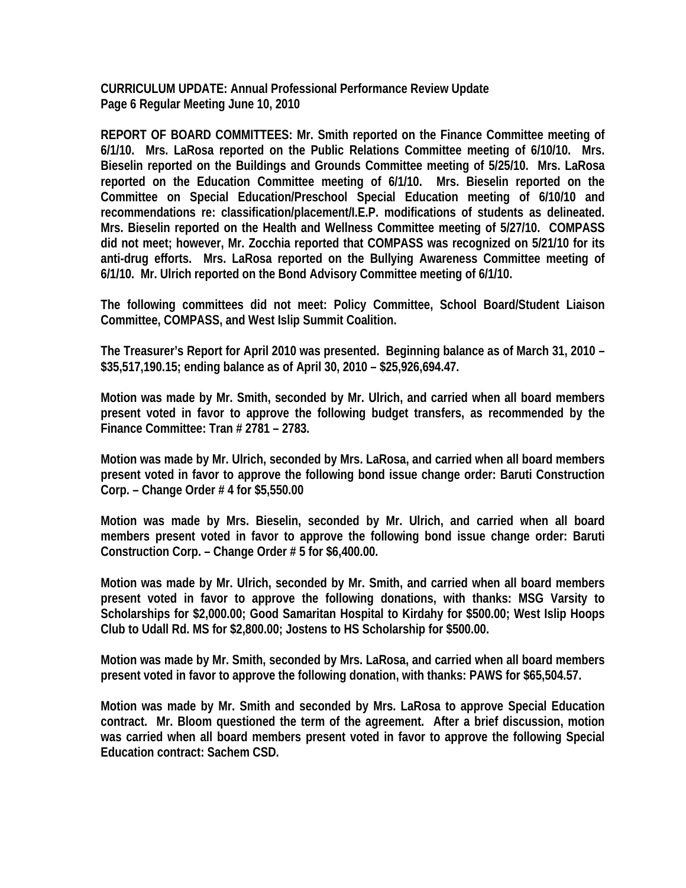**CURRICULUM UPDATE: Annual Professional Performance Review Update**
**Page 6 Regular Meeting June 10, 2010**

**REPORT OF BOARD COMMITTEES: Mr. Smith reported on the Finance Committee meeting of 6/1/10. Mrs. LaRosa reported on the Public Relations Committee meeting of 6/10/10. Mrs. Bieselin reported on the Buildings and Grounds Committee meeting of 5/25/10. Mrs. LaRosa reported on the Education Committee meeting of 6/1/10. Mrs. Bieselin reported on the Committee on Special Education/Preschool Special Education meeting of 6/10/10 and recommendations re: classification/placement/I.E.P. modifications of students as delineated. Mrs. Bieselin reported on the Health and Wellness Committee meeting of 5/27/10. COMPASS did not meet; however, Mr. Zocchia reported that COMPASS was recognized on 5/21/10 for its anti-drug efforts. Mrs. LaRosa reported on the Bullying Awareness Committee meeting of 6/1/10. Mr. Ulrich reported on the Bond Advisory Committee meeting of 6/1/10.**

**The following committees did not meet: Policy Committee, School Board/Student Liaison Committee, COMPASS, and West Islip Summit Coalition.**

**The Treasurer's Report for April 2010 was presented. Beginning balance as of March 31, 2010 – $35,517,190.15; ending balance as of April 30, 2010 – $25,926,694.47.**

**Motion was made by Mr. Smith, seconded by Mr. Ulrich, and carried when all board members present voted in favor to approve the following budget transfers, as recommended by the Finance Committee: Tran # 2781 – 2783.**

**Motion was made by Mr. Ulrich, seconded by Mrs. LaRosa, and carried when all board members present voted in favor to approve the following bond issue change order: Baruti Construction Corp. – Change Order # 4 for $5,550.00**

**Motion was made by Mrs. Bieselin, seconded by Mr. Ulrich, and carried when all board members present voted in favor to approve the following bond issue change order: Baruti Construction Corp. – Change Order # 5 for $6,400.00.**

**Motion was made by Mr. Ulrich, seconded by Mr. Smith, and carried when all board members present voted in favor to approve the following donations, with thanks: MSG Varsity to Scholarships for $2,000.00; Good Samaritan Hospital to Kirdahy for $500.00; West Islip Hoops Club to Udall Rd. MS for $2,800.00; Jostens to HS Scholarship for $500.00.**

**Motion was made by Mr. Smith, seconded by Mrs. LaRosa, and carried when all board members present voted in favor to approve the following donation, with thanks: PAWS for $65,504.57.**

**Motion was made by Mr. Smith and seconded by Mrs. LaRosa to approve Special Education contract. Mr. Bloom questioned the term of the agreement. After a brief discussion, motion was carried when all board members present voted in favor to approve the following Special Education contract: Sachem CSD.**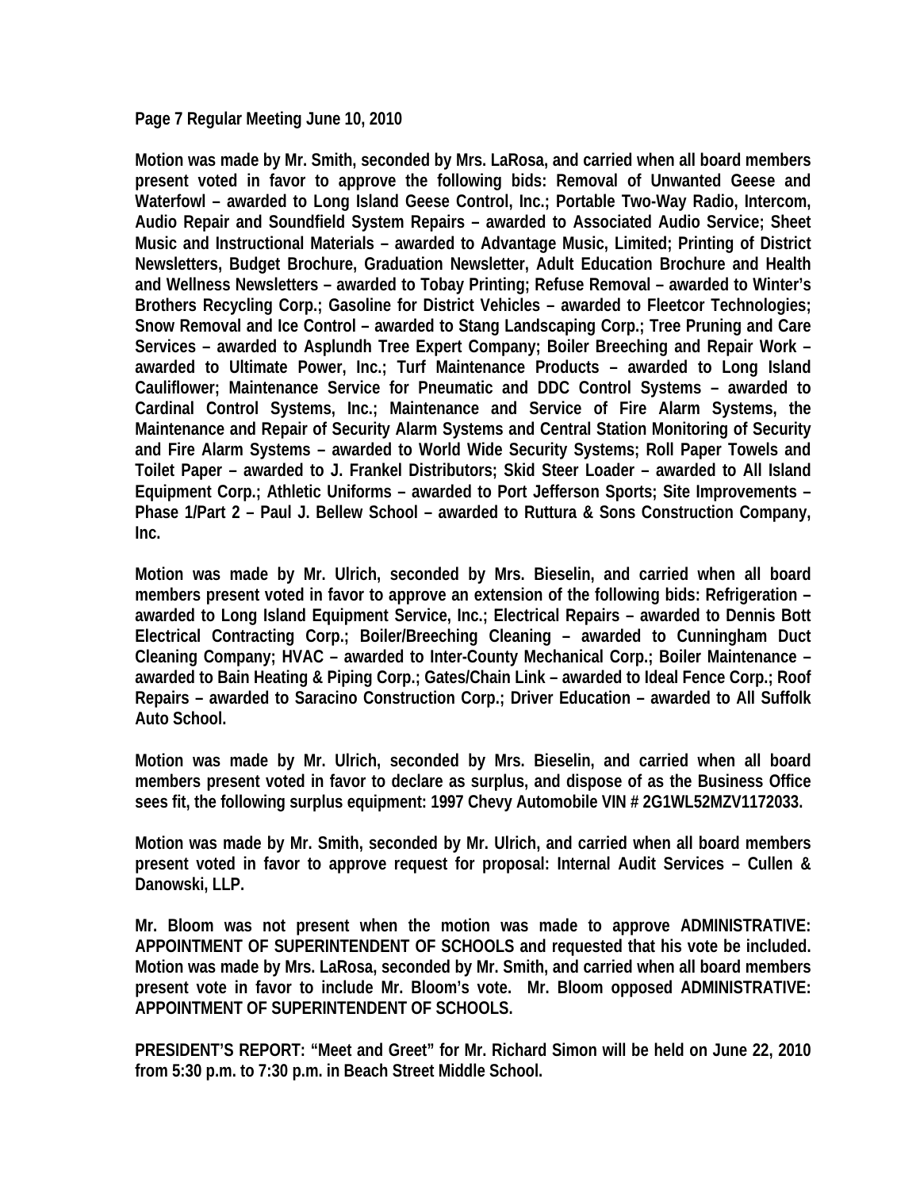**Page 7 Regular Meeting June 10, 2010**

**Motion was made by Mr. Smith, seconded by Mrs. LaRosa, and carried when all board members present voted in favor to approve the following bids: Removal of Unwanted Geese and Waterfowl – awarded to Long Island Geese Control, Inc.; Portable Two-Way Radio, Intercom, Audio Repair and Soundfield System Repairs – awarded to Associated Audio Service; Sheet Music and Instructional Materials – awarded to Advantage Music, Limited; Printing of District Newsletters, Budget Brochure, Graduation Newsletter, Adult Education Brochure and Health and Wellness Newsletters – awarded to Tobay Printing; Refuse Removal – awarded to Winter's Brothers Recycling Corp.; Gasoline for District Vehicles – awarded to Fleetcor Technologies; Snow Removal and Ice Control – awarded to Stang Landscaping Corp.; Tree Pruning and Care Services – awarded to Asplundh Tree Expert Company; Boiler Breeching and Repair Work – awarded to Ultimate Power, Inc.; Turf Maintenance Products – awarded to Long Island Cauliflower; Maintenance Service for Pneumatic and DDC Control Systems – awarded to Cardinal Control Systems, Inc.; Maintenance and Service of Fire Alarm Systems, the Maintenance and Repair of Security Alarm Systems and Central Station Monitoring of Security and Fire Alarm Systems – awarded to World Wide Security Systems; Roll Paper Towels and Toilet Paper – awarded to J. Frankel Distributors; Skid Steer Loader – awarded to All Island Equipment Corp.; Athletic Uniforms – awarded to Port Jefferson Sports; Site Improvements – Phase 1/Part 2 – Paul J. Bellew School – awarded to Ruttura & Sons Construction Company, Inc.**

**Motion was made by Mr. Ulrich, seconded by Mrs. Bieselin, and carried when all board members present voted in favor to approve an extension of the following bids: Refrigeration – awarded to Long Island Equipment Service, Inc.; Electrical Repairs – awarded to Dennis Bott Electrical Contracting Corp.; Boiler/Breeching Cleaning – awarded to Cunningham Duct Cleaning Company; HVAC – awarded to Inter-County Mechanical Corp.; Boiler Maintenance – awarded to Bain Heating & Piping Corp.; Gates/Chain Link – awarded to Ideal Fence Corp.; Roof Repairs – awarded to Saracino Construction Corp.; Driver Education – awarded to All Suffolk Auto School.**

**Motion was made by Mr. Ulrich, seconded by Mrs. Bieselin, and carried when all board members present voted in favor to declare as surplus, and dispose of as the Business Office sees fit, the following surplus equipment: 1997 Chevy Automobile VIN # 2G1WL52MZV1172033.**

**Motion was made by Mr. Smith, seconded by Mr. Ulrich, and carried when all board members present voted in favor to approve request for proposal: Internal Audit Services – Cullen & Danowski, LLP.**

**Mr. Bloom was not present when the motion was made to approve ADMINISTRATIVE: APPOINTMENT OF SUPERINTENDENT OF SCHOOLS and requested that his vote be included. Motion was made by Mrs. LaRosa, seconded by Mr. Smith, and carried when all board members present vote in favor to include Mr. Bloom's vote. Mr. Bloom opposed ADMINISTRATIVE: APPOINTMENT OF SUPERINTENDENT OF SCHOOLS.**

**PRESIDENT'S REPORT: "Meet and Greet" for Mr. Richard Simon will be held on June 22, 2010 from 5:30 p.m. to 7:30 p.m. in Beach Street Middle School.**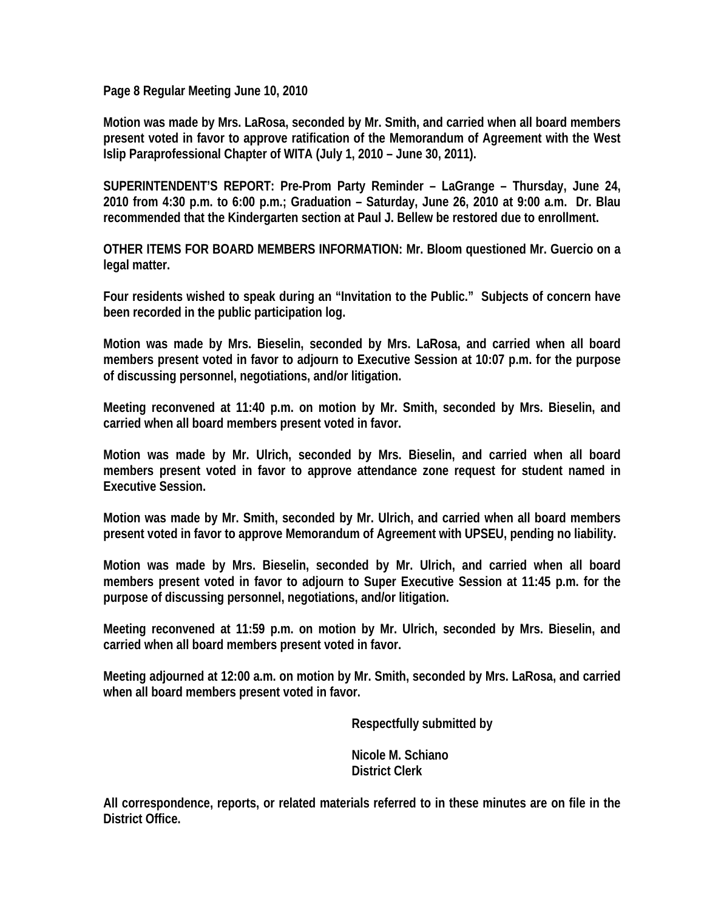Motion was made by Mrs. LaRosa, seconded by Mr. Smith, and carried when all board members present voted in favor to approve ratification of the Memorandum of Agreement with the West Islip Paraprofessional Chapter of WITA (July 1, 2010 – June 30, 2011).

SUPERINTENDENT'S REPORT: Pre-Prom Party Reminder – LaGrange – Thursday, June 24, 2010 from 4:30 p.m. to 6:00 p.m.; Graduation – Saturday, June 26, 2010 at 9:00 a.m. Dr. Blau recommended that the Kindergarten section at Paul J. Bellew be restored due to enrollment.

OTHER ITEMS FOR BOARD MEMBERS INFORMATION: Mr. Bloom questioned Mr. Guercio on a legal matter.

Four residents wished to speak during an "Invitation to the Public." Subjects of concern have been recorded in the public participation log.

Motion was made by Mrs. Bieselin, seconded by Mrs. LaRosa, and carried when all board members present voted in favor to adjourn to Executive Session at 10:07 p.m. for the purpose of discussing personnel, negotiations, and/or litigation.

Meeting reconvened at 11:40 p.m. on motion by Mr. Smith, seconded by Mrs. Bieselin, and carried when all board members present voted in favor.

Motion was made by Mr. Ulrich, seconded by Mrs. Bieselin, and carried when all board members present voted in favor to approve attendance zone request for student named in Executive Session.

Motion was made by Mr. Smith, seconded by Mr. Ulrich, and carried when all board members present voted in favor to approve Memorandum of Agreement with UPSEU, pending no liability.

Motion was made by Mrs. Bieselin, seconded by Mr. Ulrich, and carried when all board members present voted in favor to adjourn to Super Executive Session at 11:45 p.m. for the purpose of discussing personnel, negotiations, and/or litigation.

Meeting reconvened at 11:59 p.m. on motion by Mr. Ulrich, seconded by Mrs. Bieselin, and carried when all board members present voted in favor.

Meeting adjourned at 12:00 a.m. on motion by Mr. Smith, seconded by Mrs. LaRosa, and carried when all board members present voted in favor.

Respectfully submitted by

Nicole M. Schiano
District Clerk

All correspondence, reports, or related materials referred to in these minutes are on file in the District Office.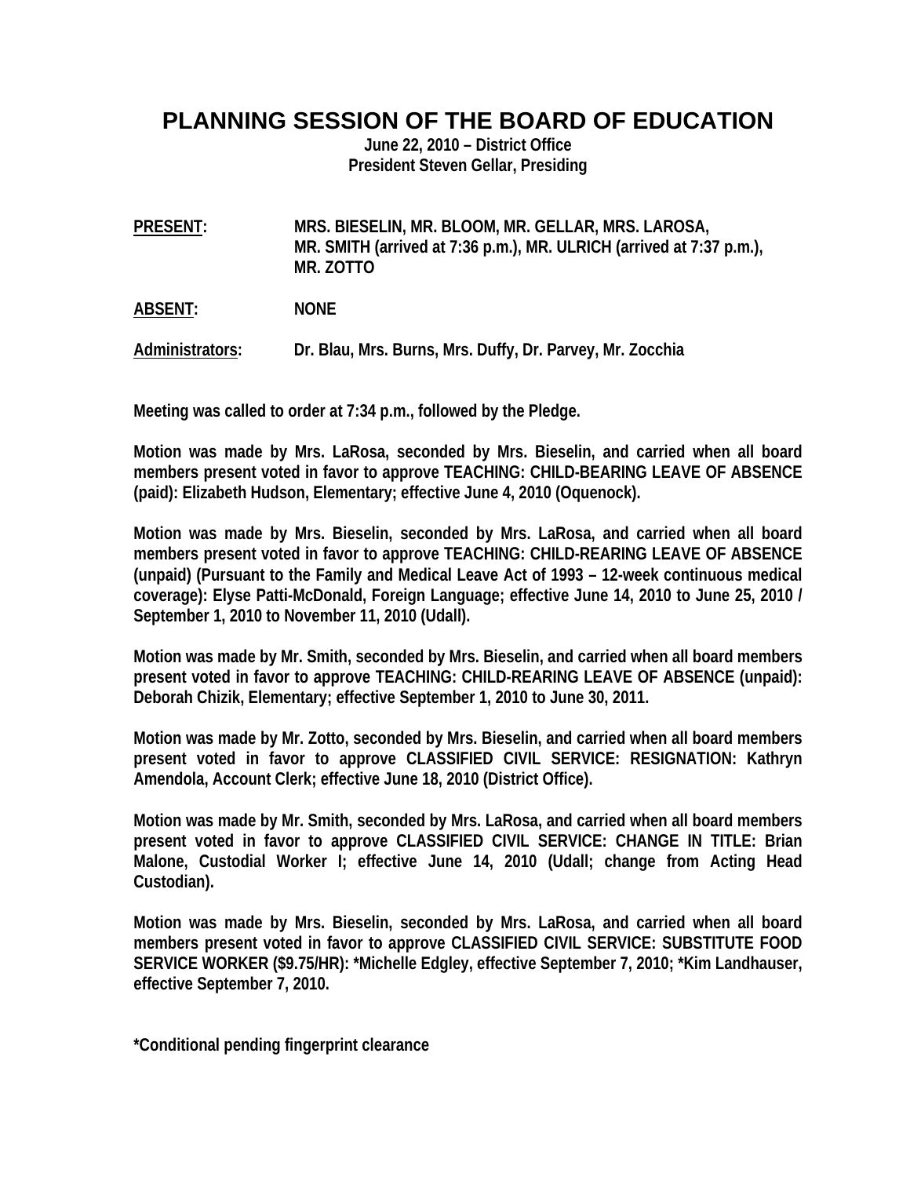# PLANNING SESSION OF THE BOARD OF EDUCATION

**June 22, 2010 – District Office**
**President Steven Gellar, Presiding**

**PRESENT:** MRS. BIESELIN, MR. BLOOM, MR. GELLAR, MRS. LAROSA, MR. SMITH (arrived at 7:36 p.m.), MR. ULRICH (arrived at 7:37 p.m.), MR. ZOTTO

**ABSENT:** NONE

**Administrators:** Dr. Blau, Mrs. Burns, Mrs. Duffy, Dr. Parvey, Mr. Zocchia

**Meeting was called to order at 7:34 p.m., followed by the Pledge.**

**Motion was made by Mrs. LaRosa, seconded by Mrs. Bieselin, and carried when all board members present voted in favor to approve TEACHING: CHILD-BEARING LEAVE OF ABSENCE (paid): Elizabeth Hudson, Elementary; effective June 4, 2010 (Oquenock).**

**Motion was made by Mrs. Bieselin, seconded by Mrs. LaRosa, and carried when all board members present voted in favor to approve TEACHING: CHILD-REARING LEAVE OF ABSENCE (unpaid) (Pursuant to the Family and Medical Leave Act of 1993 – 12-week continuous medical coverage): Elyse Patti-McDonald, Foreign Language; effective June 14, 2010 to June 25, 2010 / September 1, 2010 to November 11, 2010 (Udall).**

**Motion was made by Mr. Smith, seconded by Mrs. Bieselin, and carried when all board members present voted in favor to approve TEACHING: CHILD-REARING LEAVE OF ABSENCE (unpaid): Deborah Chizik, Elementary; effective September 1, 2010 to June 30, 2011.**

**Motion was made by Mr. Zotto, seconded by Mrs. Bieselin, and carried when all board members present voted in favor to approve CLASSIFIED CIVIL SERVICE: RESIGNATION: Kathryn Amendola, Account Clerk; effective June 18, 2010 (District Office).**

**Motion was made by Mr. Smith, seconded by Mrs. LaRosa, and carried when all board members present voted in favor to approve CLASSIFIED CIVIL SERVICE: CHANGE IN TITLE: Brian Malone, Custodial Worker I; effective June 14, 2010 (Udall; change from Acting Head Custodian).**

**Motion was made by Mrs. Bieselin, seconded by Mrs. LaRosa, and carried when all board members present voted in favor to approve CLASSIFIED CIVIL SERVICE: SUBSTITUTE FOOD SERVICE WORKER ($9.75/HR): *Michelle Edgley, effective September 7, 2010; *Kim Landhauser, effective September 7, 2010.**

**\*Conditional pending fingerprint clearance**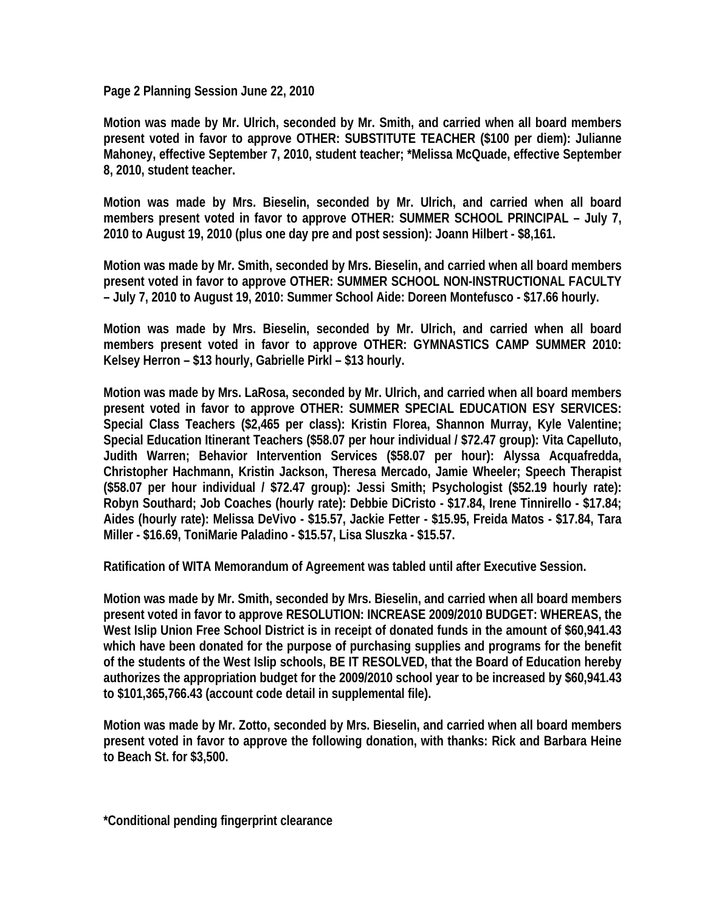**Page 2 Planning Session June 22, 2010**

**Motion was made by Mr. Ulrich, seconded by Mr. Smith, and carried when all board members present voted in favor to approve OTHER: SUBSTITUTE TEACHER ($100 per diem): Julianne Mahoney, effective September 7, 2010, student teacher; *Melissa McQuade, effective September 8, 2010, student teacher.**

**Motion was made by Mrs. Bieselin, seconded by Mr. Ulrich, and carried when all board members present voted in favor to approve OTHER: SUMMER SCHOOL PRINCIPAL – July 7, 2010 to August 19, 2010 (plus one day pre and post session): Joann Hilbert - $8,161.**

**Motion was made by Mr. Smith, seconded by Mrs. Bieselin, and carried when all board members present voted in favor to approve OTHER: SUMMER SCHOOL NON-INSTRUCTIONAL FACULTY – July 7, 2010 to August 19, 2010: Summer School Aide: Doreen Montefusco - $17.66 hourly.**

**Motion was made by Mrs. Bieselin, seconded by Mr. Ulrich, and carried when all board members present voted in favor to approve OTHER: GYMNASTICS CAMP SUMMER 2010: Kelsey Herron – $13 hourly, Gabrielle Pirkl – $13 hourly.**

**Motion was made by Mrs. LaRosa, seconded by Mr. Ulrich, and carried when all board members present voted in favor to approve OTHER: SUMMER SPECIAL EDUCATION ESY SERVICES: Special Class Teachers ($2,465 per class): Kristin Florea, Shannon Murray, Kyle Valentine; Special Education Itinerant Teachers ($58.07 per hour individual / $72.47 group): Vita Capelluto, Judith Warren; Behavior Intervention Services ($58.07 per hour): Alyssa Acquafredda, Christopher Hachmann, Kristin Jackson, Theresa Mercado, Jamie Wheeler; Speech Therapist ($58.07 per hour individual / $72.47 group): Jessi Smith; Psychologist ($52.19 hourly rate): Robyn Southard; Job Coaches (hourly rate): Debbie DiCristo - $17.84, Irene Tinnirello - $17.84; Aides (hourly rate): Melissa DeVivo - $15.57, Jackie Fetter - $15.95, Freida Matos - $17.84, Tara Miller - $16.69, ToniMarie Paladino - $15.57, Lisa Sluszka - $15.57.**

**Ratification of WITA Memorandum of Agreement was tabled until after Executive Session.**

**Motion was made by Mr. Smith, seconded by Mrs. Bieselin, and carried when all board members present voted in favor to approve RESOLUTION: INCREASE 2009/2010 BUDGET: WHEREAS, the West Islip Union Free School District is in receipt of donated funds in the amount of $60,941.43 which have been donated for the purpose of purchasing supplies and programs for the benefit of the students of the West Islip schools, BE IT RESOLVED, that the Board of Education hereby authorizes the appropriation budget for the 2009/2010 school year to be increased by $60,941.43 to $101,365,766.43 (account code detail in supplemental file).**

**Motion was made by Mr. Zotto, seconded by Mrs. Bieselin, and carried when all board members present voted in favor to approve the following donation, with thanks: Rick and Barbara Heine to Beach St. for $3,500.**

**\*Conditional pending fingerprint clearance**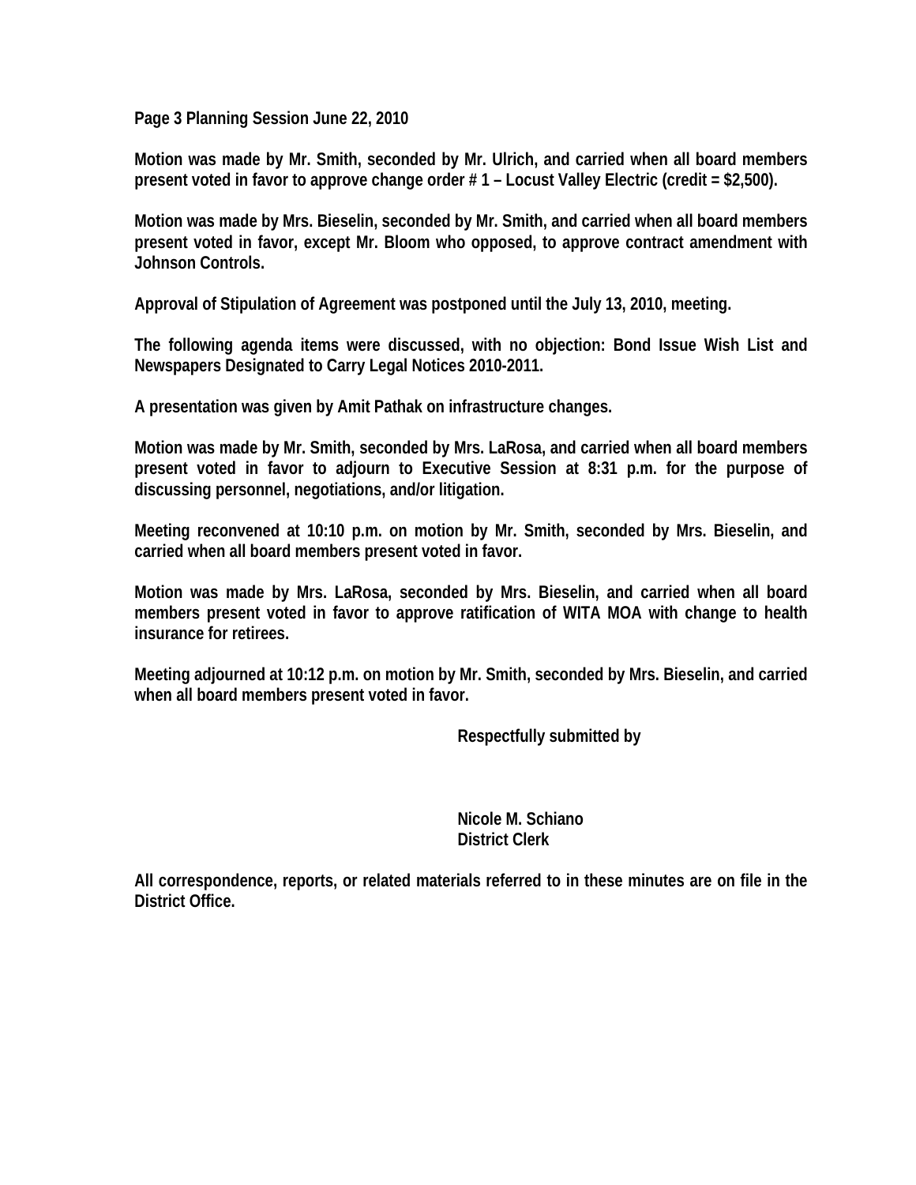**Page 3 Planning Session June 22, 2010**

**Motion was made by Mr. Smith, seconded by Mr. Ulrich, and carried when all board members present voted in favor to approve change order # 1 – Locust Valley Electric (credit = $2,500).**

**Motion was made by Mrs. Bieselin, seconded by Mr. Smith, and carried when all board members present voted in favor, except Mr. Bloom who opposed, to approve contract amendment with Johnson Controls.**

**Approval of Stipulation of Agreement was postponed until the July 13, 2010, meeting.**

**The following agenda items were discussed, with no objection: Bond Issue Wish List and Newspapers Designated to Carry Legal Notices 2010-2011.**

**A presentation was given by Amit Pathak on infrastructure changes.**

**Motion was made by Mr. Smith, seconded by Mrs. LaRosa, and carried when all board members present voted in favor to adjourn to Executive Session at 8:31 p.m. for the purpose of discussing personnel, negotiations, and/or litigation.**

**Meeting reconvened at 10:10 p.m. on motion by Mr. Smith, seconded by Mrs. Bieselin, and carried when all board members present voted in favor.**

**Motion was made by Mrs. LaRosa, seconded by Mrs. Bieselin, and carried when all board members present voted in favor to approve ratification of WITA MOA with change to health insurance for retirees.**

**Meeting adjourned at 10:12 p.m. on motion by Mr. Smith, seconded by Mrs. Bieselin, and carried when all board members present voted in favor.**

**Respectfully submitted by**

**Nicole M. Schiano**
**District Clerk**

**All correspondence, reports, or related materials referred to in these minutes are on file in the District Office.**